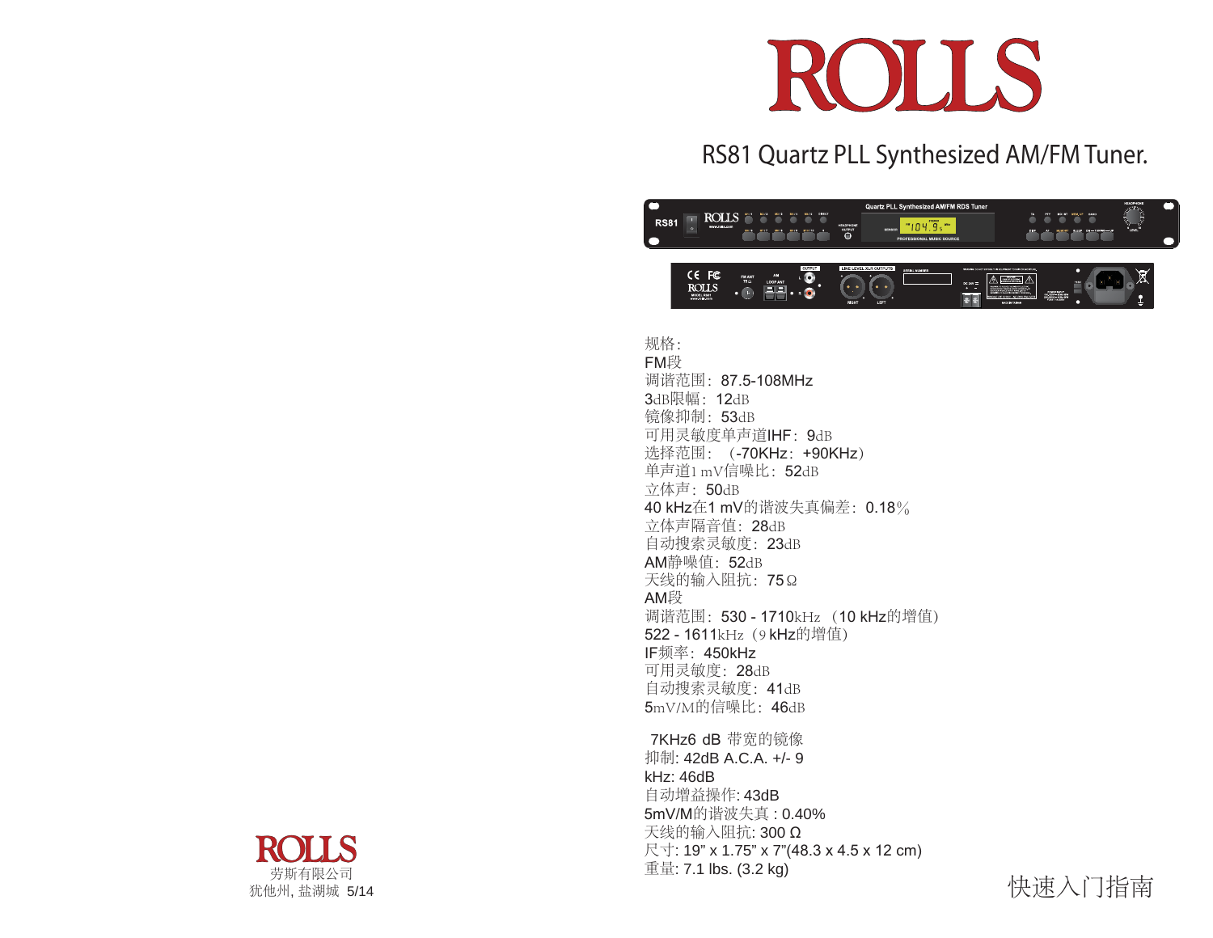# ROLLS

## RS81 Quartz PLL Synthesized AM/FM Tuner.

规格：
FM段
调谐范围：87.5-108MHz
3dB限幅：12dB
镜像抑制：53dB
可用灵敏度单声道IHF：9dB
选择范围：（-70KHz：+90KHz）
单声道1 mV信噪比：52dB
立体声：50dB
40 kHz在1 mV的谐波失真偏差：0.18%
立体声隔音值：28dB
自动搜索灵敏度：23dB
AM静噪值：52dB
天线的输入阻抗：75Ω
AM段
调谐范围：530 - 1710kHz （10 kHz的增值）
522 - 1611kHz（9 kHz的增值）
IF频率：450kHz
可用灵敏度：28dB
自动搜索灵敏度：41dB
5mV/M的信噪比：46dB

7KHz6 dB 带宽的镜像
抑制: 42dB A.C.A. +/- 9
kHz: 46dB
自动增益操作: 43dB
5mV/M的谐波失真 : 0.40%
天线的输入阻抗: 300 Ω
尺寸: 19” x 1.75” x 7”(48.3 x 4.5 x 12 cm)
重量: 7.1 lbs. (3.2 kg)

ROLLS
劳斯有限公司
犹他州, 盐湖城 5/14

快速入门指南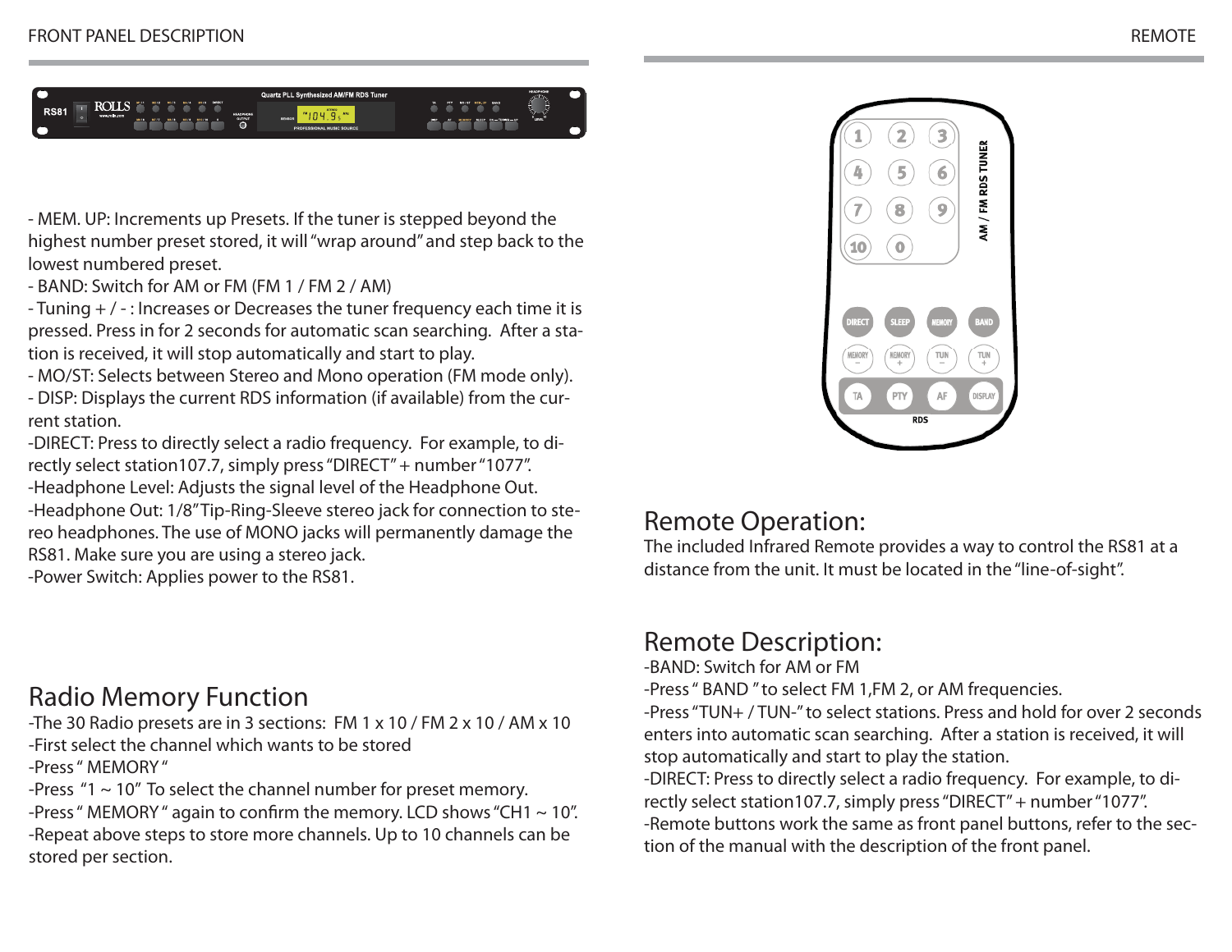FRONT PANEL DESCRIPTION

- MEM. UP: Increments up Presets. If the tuner is stepped beyond the highest number preset stored, it will "wrap around" and step back to the lowest numbered preset.
- BAND: Switch for AM or FM (FM 1 / FM 2 / AM)
- Tuning + / - : Increases or Decreases the tuner frequency each time it is pressed. Press in for 2 seconds for automatic scan searching. After a station is received, it will stop automatically and start to play.
- MO/ST: Selects between Stereo and Mono operation (FM mode only).
- DISP: Displays the current RDS information (if available) from the current station.
-DIRECT: Press to directly select a radio frequency. For example, to directly select station107.7, simply press "DIRECT" + number "1077".
-Headphone Level: Adjusts the signal level of the Headphone Out.
-Headphone Out: 1/8" Tip-Ring-Sleeve stereo jack for connection to stereo headphones. The use of MONO jacks will permanently damage the RS81. Make sure you are using a stereo jack.
-Power Switch: Applies power to the RS81.

## Radio Memory Function

-The 30 Radio presets are in 3 sections: FM 1 x 10 / FM 2 x 10 / AM x 10
-First select the channel which wants to be stored
-Press " MEMORY "
-Press "1 ~ 10" To select the channel number for preset memory.
-Press " MEMORY " again to confirm the memory. LCD shows "CH1 ~ 10".
-Repeat above steps to store more channels. Up to 10 channels can be stored per section.

REMOTE

## Remote Operation:

The included Infrared Remote provides a way to control the RS81 at a distance from the unit. It must be located in the "line-of-sight".

## Remote Description:

-BAND: Switch for AM or FM
-Press " BAND " to select FM 1,FM 2, or AM frequencies.
-Press "TUN+ / TUN-" to select stations. Press and hold for over 2 seconds enters into automatic scan searching. After a station is received, it will stop automatically and start to play the station.
-DIRECT: Press to directly select a radio frequency. For example, to directly select station107.7, simply press "DIRECT" + number "1077".
-Remote buttons work the same as front panel buttons, refer to the section of the manual with the description of the front panel.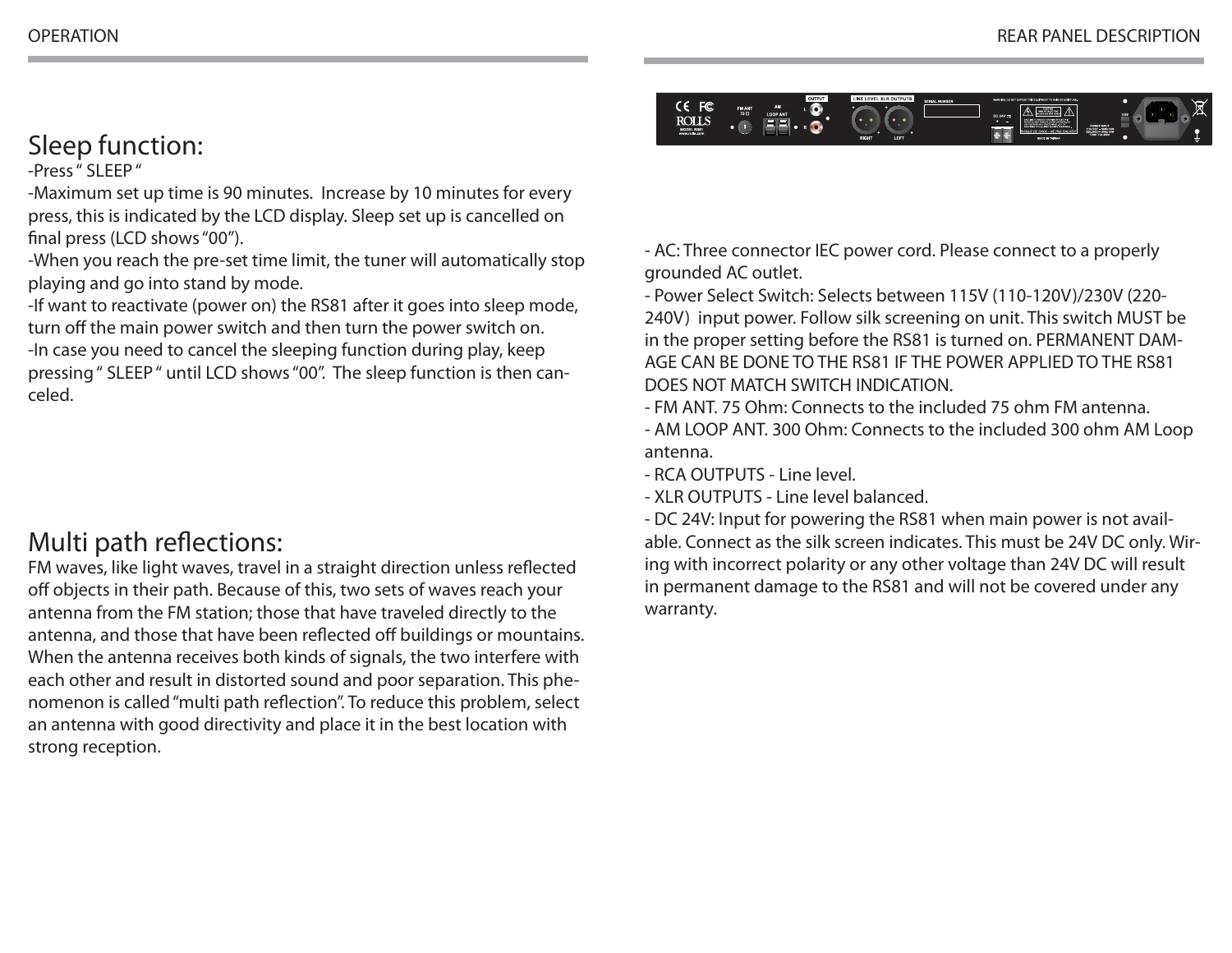# OPERATION

## Sleep function:

-Press " SLEEP "
-Maximum set up time is 90 minutes. Increase by 10 minutes for every press, this is indicated by the LCD display. Sleep set up is cancelled on final press (LCD shows "00").
-When you reach the pre-set time limit, the tuner will automatically stop playing and go into stand by mode.
-If want to reactivate (power on) the RS81 after it goes into sleep mode, turn off the main power switch and then turn the power switch on.
-In case you need to cancel the sleeping function during play, keep pressing " SLEEP " until LCD shows "00". The sleep function is then canceled.

## Multi path reflections:

FM waves, like light waves, travel in a straight direction unless reflected off objects in their path. Because of this, two sets of waves reach your antenna from the FM station; those that have traveled directly to the antenna, and those that have been reflected off buildings or mountains. When the antenna receives both kinds of signals, the two interfere with each other and result in distorted sound and poor separation. This phenomenon is called "multi path reflection". To reduce this problem, select an antenna with good directivity and place it in the best location with strong reception.

# REAR PANEL DESCRIPTION

- AC: Three connector IEC power cord. Please connect to a properly grounded AC outlet.
- Power Select Switch: Selects between 115V (110-120V)/230V (220-240V) input power. Follow silk screening on unit. This switch MUST be in the proper setting before the RS81 is turned on. PERMANENT DAMAGE CAN BE DONE TO THE RS81 IF THE POWER APPLIED TO THE RS81 DOES NOT MATCH SWITCH INDICATION.
- FM ANT. 75 Ohm: Connects to the included 75 ohm FM antenna.
- AM LOOP ANT. 300 Ohm: Connects to the included 300 ohm AM Loop antenna.
- RCA OUTPUTS - Line level.
- XLR OUTPUTS - Line level balanced.
- DC 24V: Input for powering the RS81 when main power is not available. Connect as the silk screen indicates. This must be 24V DC only. Wiring with incorrect polarity or any other voltage than 24V DC will result in permanent damage to the RS81 and will not be covered under any warranty.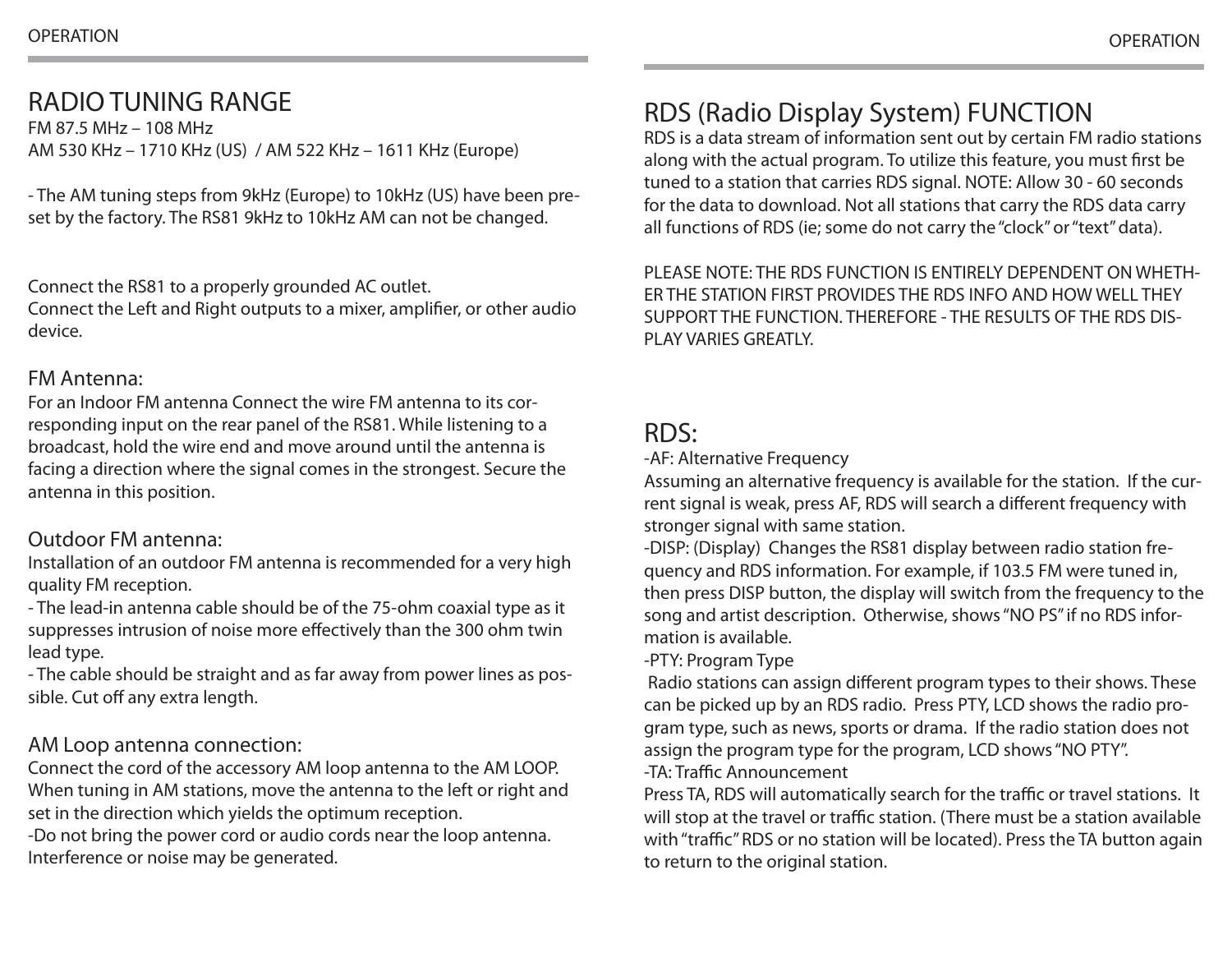# RADIO TUNING RANGE

FM 87.5 MHz – 108 MHz
AM 530 KHz – 1710 KHz (US) / AM 522 KHz – 1611 KHz (Europe)

- The AM tuning steps from 9kHz (Europe) to 10kHz (US) have been preset by the factory. The RS81 9kHz to 10kHz AM can not be changed.

Connect the RS81 to a properly grounded AC outlet.
Connect the Left and Right outputs to a mixer, amplifier, or other audio device.

## FM Antenna:

For an Indoor FM antenna Connect the wire FM antenna to its corresponding input on the rear panel of the RS81. While listening to a broadcast, hold the wire end and move around until the antenna is facing a direction where the signal comes in the strongest. Secure the antenna in this position.

## Outdoor FM antenna:

Installation of an outdoor FM antenna is recommended for a very high quality FM reception.
- The lead-in antenna cable should be of the 75-ohm coaxial type as it suppresses intrusion of noise more effectively than the 300 ohm twin lead type.
- The cable should be straight and as far away from power lines as possible. Cut off any extra length.

## AM Loop antenna connection:

Connect the cord of the accessory AM loop antenna to the AM LOOP. When tuning in AM stations, move the antenna to the left or right and set in the direction which yields the optimum reception.
-Do not bring the power cord or audio cords near the loop antenna. Interference or noise may be generated.

# RDS (Radio Display System) FUNCTION

RDS is a data stream of information sent out by certain FM radio stations along with the actual program. To utilize this feature, you must first be tuned to a station that carries RDS signal. NOTE: Allow 30 - 60 seconds for the data to download. Not all stations that carry the RDS data carry all functions of RDS (ie; some do not carry the “clock” or “text” data).

PLEASE NOTE: THE RDS FUNCTION IS ENTIRELY DEPENDENT ON WHETHER THE STATION FIRST PROVIDES THE RDS INFO AND HOW WELL THEY SUPPORT THE FUNCTION. THEREFORE - THE RESULTS OF THE RDS DISPLAY VARIES GREATLY.

# RDS:

-AF: Alternative Frequency
Assuming an alternative frequency is available for the station. If the current signal is weak, press AF, RDS will search a different frequency with stronger signal with same station.
-DISP: (Display) Changes the RS81 display between radio station frequency and RDS information. For example, if 103.5 FM were tuned in, then press DISP button, the display will switch from the frequency to the song and artist description. Otherwise, shows “NO PS” if no RDS information is available.
-PTY: Program Type
Radio stations can assign different program types to their shows. These can be picked up by an RDS radio. Press PTY, LCD shows the radio program type, such as news, sports or drama. If the radio station does not assign the program type for the program, LCD shows “NO PTY”.
-TA: Traffic Announcement
Press TA, RDS will automatically search for the traffic or travel stations. It will stop at the travel or traffic station. (There must be a station available with “traffic” RDS or no station will be located). Press the TA button again to return to the original station.